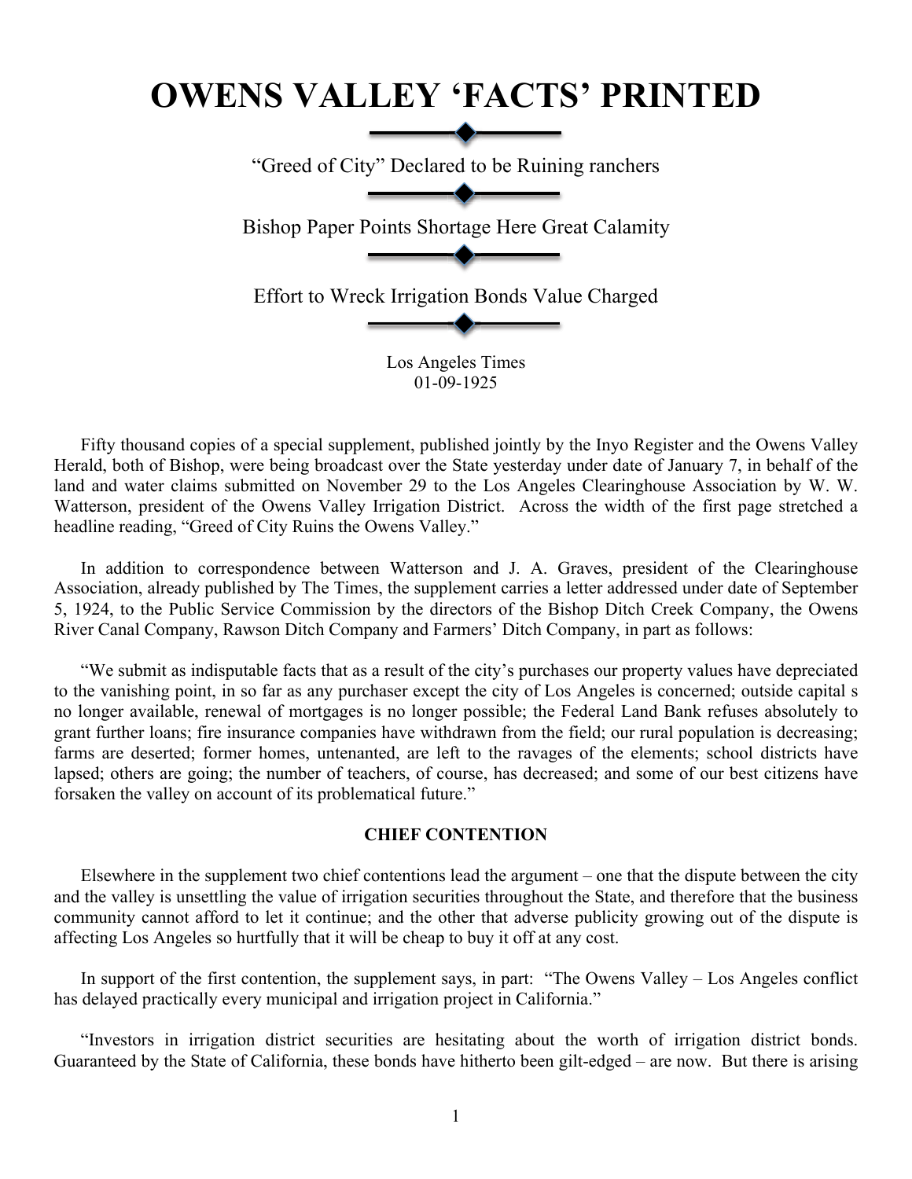# OWENS VALLEY 'FACTS' PRINTED

"Greed of City" Declared to be Ruining ranchers

Bishop Paper Points Shortage Here Great Calamity

Effort to Wreck Irrigation Bonds Value Charged

Los Angeles Times
01-09-1925

Fifty thousand copies of a special supplement, published jointly by the Inyo Register and the Owens Valley Herald, both of Bishop, were being broadcast over the State yesterday under date of January 7, in behalf of the land and water claims submitted on November 29 to the Los Angeles Clearinghouse Association by W. W. Watterson, president of the Owens Valley Irrigation District. Across the width of the first page stretched a headline reading, "Greed of City Ruins the Owens Valley."

In addition to correspondence between Watterson and J. A. Graves, president of the Clearinghouse Association, already published by The Times, the supplement carries a letter addressed under date of September 5, 1924, to the Public Service Commission by the directors of the Bishop Ditch Creek Company, the Owens River Canal Company, Rawson Ditch Company and Farmers' Ditch Company, in part as follows:

"We submit as indisputable facts that as a result of the city's purchases our property values have depreciated to the vanishing point, in so far as any purchaser except the city of Los Angeles is concerned; outside capital s no longer available, renewal of mortgages is no longer possible; the Federal Land Bank refuses absolutely to grant further loans; fire insurance companies have withdrawn from the field; our rural population is decreasing; farms are deserted; former homes, untenanted, are left to the ravages of the elements; school districts have lapsed; others are going; the number of teachers, of course, has decreased; and some of our best citizens have forsaken the valley on account of its problematical future."

**CHIEF CONTENTION**

Elsewhere in the supplement two chief contentions lead the argument – one that the dispute between the city and the valley is unsettling the value of irrigation securities throughout the State, and therefore that the business community cannot afford to let it continue; and the other that adverse publicity growing out of the dispute is affecting Los Angeles so hurtfully that it will be cheap to buy it off at any cost.

In support of the first contention, the supplement says, in part: "The Owens Valley – Los Angeles conflict has delayed practically every municipal and irrigation project in California."

"Investors in irrigation district securities are hesitating about the worth of irrigation district bonds. Guaranteed by the State of California, these bonds have hitherto been gilt-edged – are now. But there is arising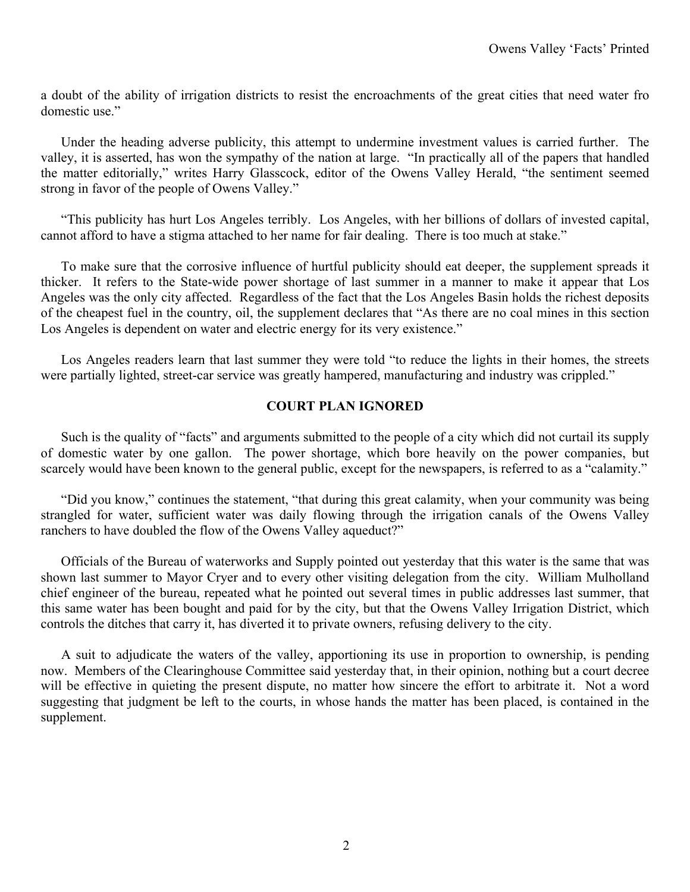a doubt of the ability of irrigation districts to resist the encroachments of the great cities that need water fro domestic use."

Under the heading adverse publicity, this attempt to undermine investment values is carried further. The valley, it is asserted, has won the sympathy of the nation at large. "In practically all of the papers that handled the matter editorially," writes Harry Glasscock, editor of the Owens Valley Herald, "the sentiment seemed strong in favor of the people of Owens Valley."

"This publicity has hurt Los Angeles terribly. Los Angeles, with her billions of dollars of invested capital, cannot afford to have a stigma attached to her name for fair dealing. There is too much at stake."

To make sure that the corrosive influence of hurtful publicity should eat deeper, the supplement spreads it thicker. It refers to the State-wide power shortage of last summer in a manner to make it appear that Los Angeles was the only city affected. Regardless of the fact that the Los Angeles Basin holds the richest deposits of the cheapest fuel in the country, oil, the supplement declares that "As there are no coal mines in this section Los Angeles is dependent on water and electric energy for its very existence."

Los Angeles readers learn that last summer they were told "to reduce the lights in their homes, the streets were partially lighted, street-car service was greatly hampered, manufacturing and industry was crippled."

**COURT PLAN IGNORED**

Such is the quality of "facts" and arguments submitted to the people of a city which did not curtail its supply of domestic water by one gallon. The power shortage, which bore heavily on the power companies, but scarcely would have been known to the general public, except for the newspapers, is referred to as a "calamity."

"Did you know," continues the statement, "that during this great calamity, when your community was being strangled for water, sufficient water was daily flowing through the irrigation canals of the Owens Valley ranchers to have doubled the flow of the Owens Valley aqueduct?"

Officials of the Bureau of waterworks and Supply pointed out yesterday that this water is the same that was shown last summer to Mayor Cryer and to every other visiting delegation from the city. William Mulholland chief engineer of the bureau, repeated what he pointed out several times in public addresses last summer, that this same water has been bought and paid for by the city, but that the Owens Valley Irrigation District, which controls the ditches that carry it, has diverted it to private owners, refusing delivery to the city.

A suit to adjudicate the waters of the valley, apportioning its use in proportion to ownership, is pending now. Members of the Clearinghouse Committee said yesterday that, in their opinion, nothing but a court decree will be effective in quieting the present dispute, no matter how sincere the effort to arbitrate it. Not a word suggesting that judgment be left to the courts, in whose hands the matter has been placed, is contained in the supplement.